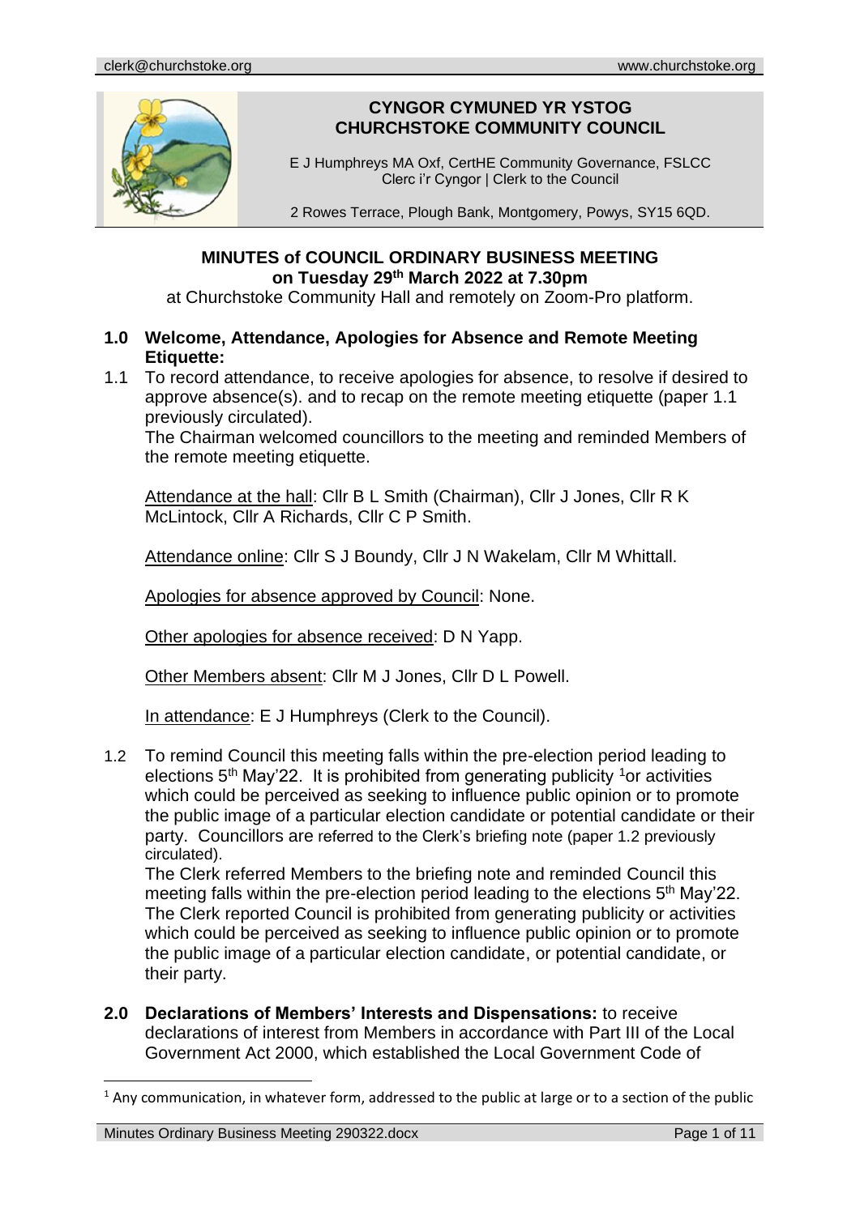**CYNGOR CYMUNED YR YSTOG**
**CHURCHSTOKE COMMUNITY COUNCIL**

E J Humphreys MA Oxf, CertHE Community Governance, FSLCC
Clerc i'r Cyngor | Clerk to the Council

2 Rowes Terrace, Plough Bank, Montgomery, Powys, SY15 6QD.

## MINUTES of COUNCIL ORDINARY BUSINESS MEETING on Tuesday 29th March 2022 at 7.30pm

at Churchstoke Community Hall and remotely on Zoom-Pro platform.

### 1.0 Welcome, Attendance, Apologies for Absence and Remote Meeting Etiquette:

1.1 To record attendance, to receive apologies for absence, to resolve if desired to approve absence(s). and to recap on the remote meeting etiquette (paper 1.1 previously circulated).
The Chairman welcomed councillors to the meeting and reminded Members of the remote meeting etiquette.

Attendance at the hall: Cllr B L Smith (Chairman), Cllr J Jones, Cllr R K McLintock, Cllr A Richards, Cllr C P Smith.

Attendance online: Cllr S J Boundy, Cllr J N Wakelam, Cllr M Whittall.

Apologies for absence approved by Council: None.

Other apologies for absence received: D N Yapp.

Other Members absent: Cllr M J Jones, Cllr D L Powell.

In attendance: E J Humphreys (Clerk to the Council).

1.2 To remind Council this meeting falls within the pre-election period leading to elections 5th May'22. It is prohibited from generating publicity [1]or activities which could be perceived as seeking to influence public opinion or to promote the public image of a particular election candidate or potential candidate or their party. Councillors are referred to the Clerk's briefing note (paper 1.2 previously circulated).
The Clerk referred Members to the briefing note and reminded Council this meeting falls within the pre-election period leading to the elections 5th May'22. The Clerk reported Council is prohibited from generating publicity or activities which could be perceived as seeking to influence public opinion or to promote the public image of a particular election candidate, or potential candidate, or their party.

### 2.0 Declarations of Members' Interests and Dispensations:

to receive declarations of interest from Members in accordance with Part III of the Local Government Act 2000, which established the Local Government Code of

[1] Any communication, in whatever form, addressed to the public at large or to a section of the public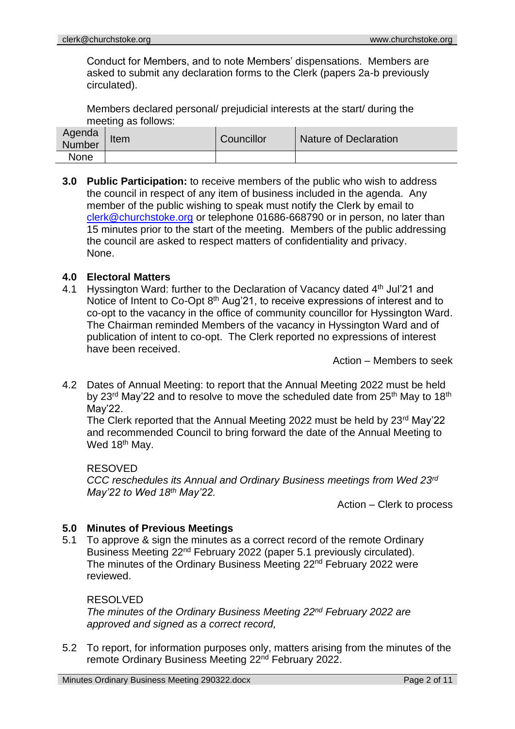Conduct for Members, and to note Members' dispensations. Members are asked to submit any declaration forms to the Clerk (papers 2a-b previously circulated).

Members declared personal/ prejudicial interests at the start/ during the meeting as follows:

| Agenda Number | Item | Councillor | Nature of Declaration |
|---|---|---|---|
| None | | | |

**3.0 Public Participation:** to receive members of the public who wish to address the council in respect of any item of business included in the agenda. Any member of the public wishing to speak must notify the Clerk by email to clerk@churchstoke.org or telephone 01686-668790 or in person, no later than 15 minutes prior to the start of the meeting. Members of the public addressing the council are asked to respect matters of confidentiality and privacy.
None.

**4.0 Electoral Matters**

4.1 Hyssington Ward: further to the Declaration of Vacancy dated 4th Jul'21 and Notice of Intent to Co-Opt 8th Aug'21, to receive expressions of interest and to co-opt to the vacancy in the office of community councillor for Hyssington Ward.
The Chairman reminded Members of the vacancy in Hyssington Ward and of publication of intent to co-opt. The Clerk reported no expressions of interest have been received.

Action – Members to seek

4.2 Dates of Annual Meeting: to report that the Annual Meeting 2022 must be held by 23rd May'22 and to resolve to move the scheduled date from 25th May to 18th May'22.
The Clerk reported that the Annual Meeting 2022 must be held by 23rd May'22 and recommended Council to bring forward the date of the Annual Meeting to Wed 18th May.

RESOVED
*CCC reschedules its Annual and Ordinary Business meetings from Wed 23rd May'22 to Wed 18th May'22.*

Action – Clerk to process

**5.0 Minutes of Previous Meetings**

5.1 To approve & sign the minutes as a correct record of the remote Ordinary Business Meeting 22nd February 2022 (paper 5.1 previously circulated).
The minutes of the Ordinary Business Meeting 22nd February 2022 were reviewed.

RESOLVED
*The minutes of the Ordinary Business Meeting 22nd February 2022 are approved and signed as a correct record,*

5.2 To report, for information purposes only, matters arising from the minutes of the remote Ordinary Business Meeting 22nd February 2022.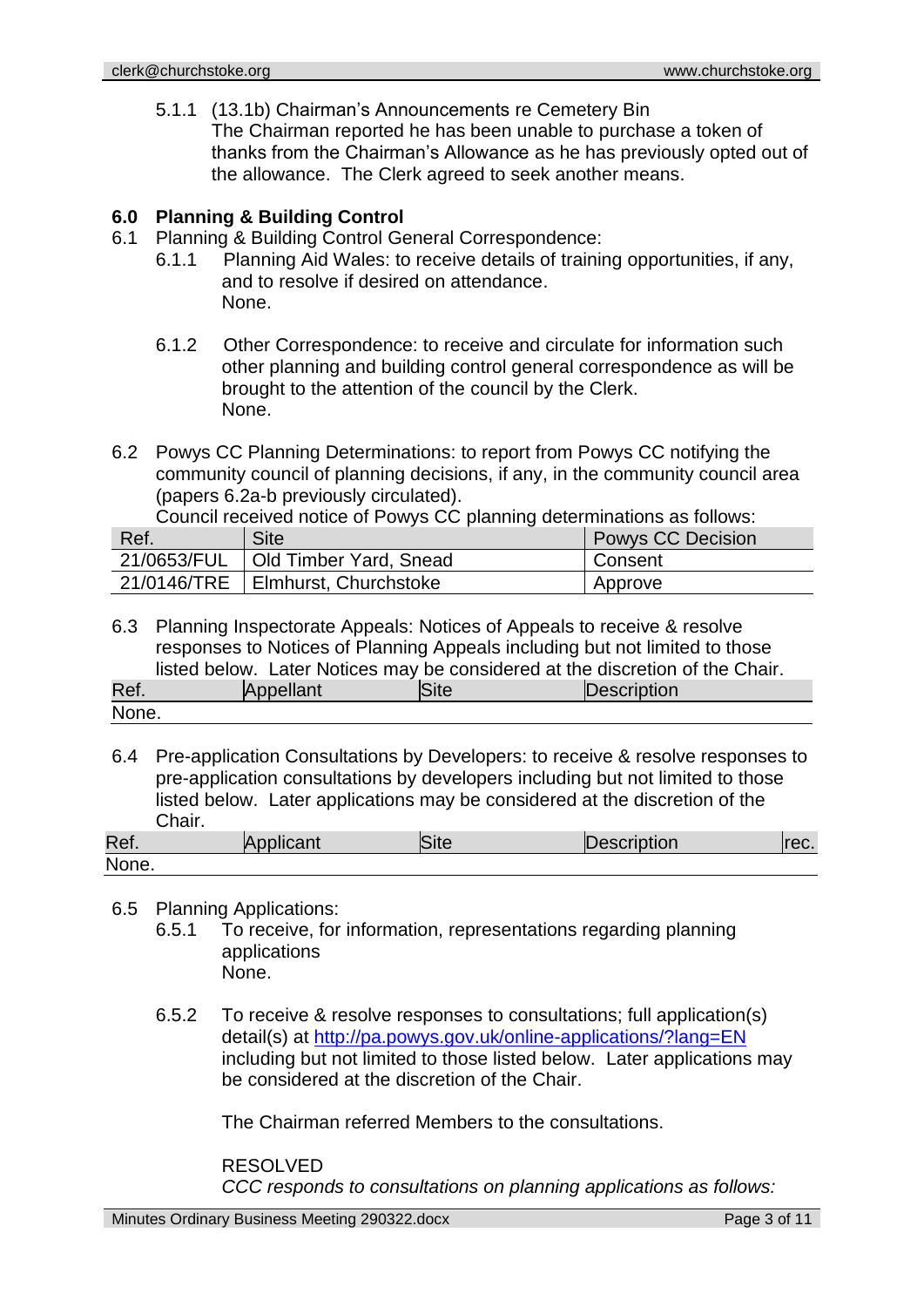5.1.1 (13.1b) Chairman's Announcements re Cemetery Bin
The Chairman reported he has been unable to purchase a token of thanks from the Chairman's Allowance as he has previously opted out of the allowance. The Clerk agreed to seek another means.

## 6.0 Planning & Building Control

6.1 Planning & Building Control General Correspondence:

6.1.1 Planning Aid Wales: to receive details of training opportunities, if any, and to resolve if desired on attendance.
None.

6.1.2 Other Correspondence: to receive and circulate for information such other planning and building control general correspondence as will be brought to the attention of the council by the Clerk.
None.

6.2 Powys CC Planning Determinations: to report from Powys CC notifying the community council of planning decisions, if any, in the community council area (papers 6.2a-b previously circulated).
Council received notice of Powys CC planning determinations as follows:

| Ref. | Site | Powys CC Decision |
|---|---|---|
| 21/0653/FUL | Old Timber Yard, Snead | Consent |
| 21/0146/TRE | Elmhurst, Churchstoke | Approve |

6.3 Planning Inspectorate Appeals: Notices of Appeals to receive & resolve responses to Notices of Planning Appeals including but not limited to those listed below. Later Notices may be considered at the discretion of the Chair.

| Ref. | Appellant | Site | Description |
|---|---|---|---|
| None. | | | |

6.4 Pre-application Consultations by Developers: to receive & resolve responses to pre-application consultations by developers including but not limited to those listed below. Later applications may be considered at the discretion of the Chair.

| Ref. | Applicant | Site | Description | rec. |
|---|---|---|---|---|
| None. | | | | |

6.5 Planning Applications:

6.5.1 To receive, for information, representations regarding planning applications
None.

6.5.2 To receive & resolve responses to consultations; full application(s) detail(s) at http://pa.powys.gov.uk/online-applications/?lang=EN including but not limited to those listed below. Later applications may be considered at the discretion of the Chair.

The Chairman referred Members to the consultations.

RESOLVED
*CCC responds to consultations on planning applications as follows:*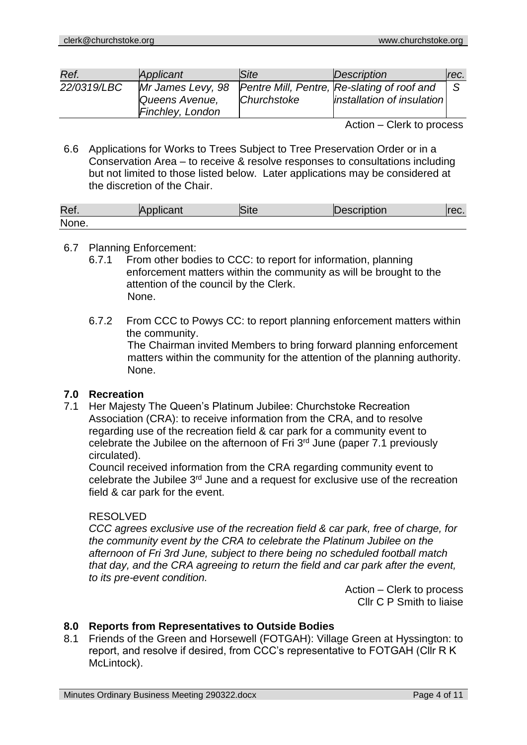| *Ref.* | *Applicant* | *Site* | *Description* | *rec.* |
|---|---|---|---|---|
| *22/0319/LBC* | *Mr James Levy, 98 Queens Avenue, Finchley, London* | *Pentre Mill, Pentre, Churchstoke* | *Re-slating of roof and installation of insulation* | *S* |

Action – Clerk to process

6.6 Applications for Works to Trees Subject to Tree Preservation Order or in a Conservation Area – to receive & resolve responses to consultations including but not limited to those listed below. Later applications may be considered at the discretion of the Chair.

| Ref. | Applicant | Site | Description | rec. |
|---|---|---|---|---|
| None. | | | | |

6.7 Planning Enforcement:

6.7.1 From other bodies to CCC: to report for information, planning enforcement matters within the community as will be brought to the attention of the council by the Clerk.
None.

6.7.2 From CCC to Powys CC: to report planning enforcement matters within the community.
The Chairman invited Members to bring forward planning enforcement matters within the community for the attention of the planning authority.
None.

## 7.0 Recreation

7.1 Her Majesty The Queen's Platinum Jubilee: Churchstoke Recreation Association (CRA): to receive information from the CRA, and to resolve regarding use of the recreation field & car park for a community event to celebrate the Jubilee on the afternoon of Fri 3rd June (paper 7.1 previously circulated).

Council received information from the CRA regarding community event to celebrate the Jubilee 3rd June and a request for exclusive use of the recreation field & car park for the event.

RESOLVED

*CCC agrees exclusive use of the recreation field & car park, free of charge, for the community event by the CRA to celebrate the Platinum Jubilee on the afternoon of Fri 3rd June, subject to there being no scheduled football match that day, and the CRA agreeing to return the field and car park after the event, to its pre-event condition.*

Action – Clerk to process
Cllr C P Smith to liaise

## 8.0 Reports from Representatives to Outside Bodies

8.1 Friends of the Green and Horsewell (FOTGAH): Village Green at Hyssington: to report, and resolve if desired, from CCC's representative to FOTGAH (Cllr R K McLintock).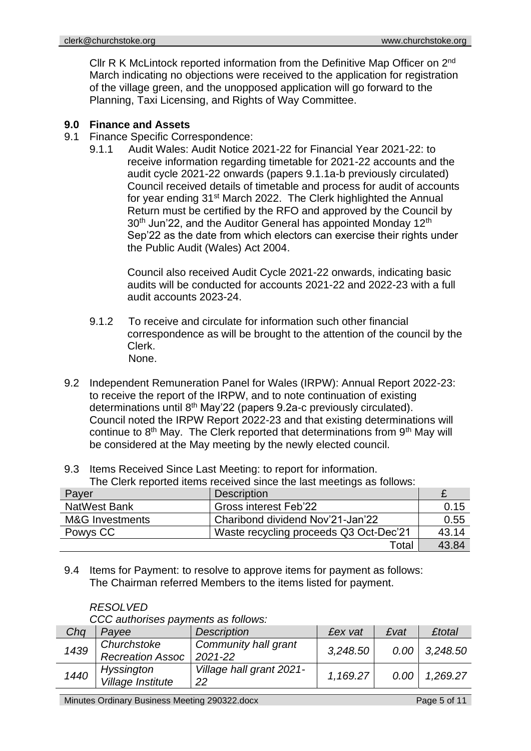Cllr R K McLintock reported information from the Definitive Map Officer on 2nd March indicating no objections were received to the application for registration of the village green, and the unopposed application will go forward to the Planning, Taxi Licensing, and Rights of Way Committee.

## 9.0 Finance and Assets

9.1 Finance Specific Correspondence:

9.1.1 Audit Wales: Audit Notice 2021-22 for Financial Year 2021-22: to receive information regarding timetable for 2021-22 accounts and the audit cycle 2021-22 onwards (papers 9.1.1a-b previously circulated)
Council received details of timetable and process for audit of accounts for year ending 31st March 2022. The Clerk highlighted the Annual Return must be certified by the RFO and approved by the Council by 30th Jun'22, and the Auditor General has appointed Monday 12th Sep'22 as the date from which electors can exercise their rights under the Public Audit (Wales) Act 2004.

Council also received Audit Cycle 2021-22 onwards, indicating basic audits will be conducted for accounts 2021-22 and 2022-23 with a full audit accounts 2023-24.

9.1.2 To receive and circulate for information such other financial correspondence as will be brought to the attention of the council by the Clerk.
None.

9.2 Independent Remuneration Panel for Wales (IRPW): Annual Report 2022-23: to receive the report of the IRPW, and to note continuation of existing determinations until 8th May'22 (papers 9.2a-c previously circulated).
Council noted the IRPW Report 2022-23 and that existing determinations will continue to 8th May. The Clerk reported that determinations from 9th May will be considered at the May meeting by the newly elected council.

9.3 Items Received Since Last Meeting: to report for information.
The Clerk reported items received since the last meetings as follows:

| Payer | Description | £ |
|---|---|---|
| NatWest Bank | Gross interest Feb'22 | 0.15 |
| M&G Investments | Charibond dividend Nov'21-Jan'22 | 0.55 |
| Powys CC | Waste recycling proceeds Q3 Oct-Dec'21 | 43.14 |
| | Total | 43.84 |

9.4 Items for Payment: to resolve to approve items for payment as follows:
The Chairman referred Members to the items listed for payment.

*RESOLVED*
*CCC authorises payments as follows:*

| *Chq* | *Payee* | *Description* | *£ex vat* | *£vat* | *£total* |
|---|---|---|---|---|---|
| *1439* | *Churchstoke Recreation Assoc* | *Community hall grant 2021-22* | *3,248.50* | *0.00* | *3,248.50* |
| *1440* | *Hyssington Village Institute* | *Village hall grant 2021-22* | *1,169.27* | *0.00* | *1,269.27* |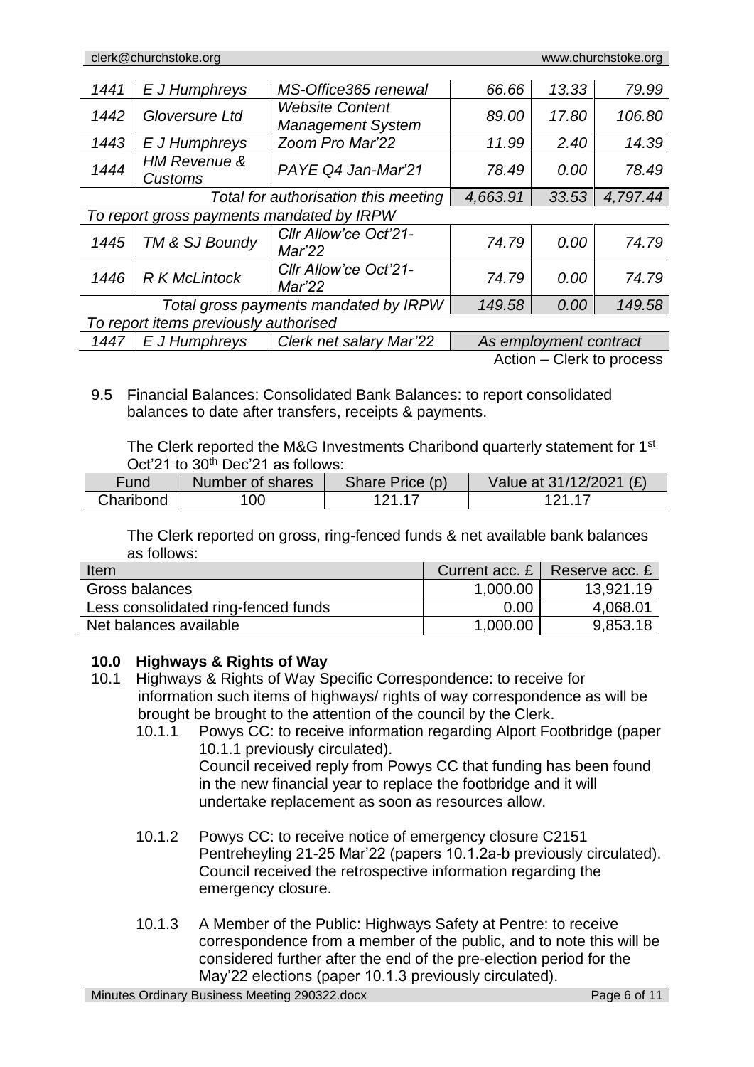| | | | | | |
|---|---|---|---|---|---|
| *1441* | *E J Humphreys* | *MS-Office365 renewal* | *66.66* | *13.33* | *79.99* |
| *1442* | *Gloversure Ltd* | *Website Content Management System* | *89.00* | *17.80* | *106.80* |
| *1443* | *E J Humphreys* | *Zoom Pro Mar'22* | *11.99* | *2.40* | *14.39* |
| *1444* | *HM Revenue & Customs* | *PAYE Q4 Jan-Mar'21* | *78.49* | *0.00* | *78.49* |
| | | *Total for authorisation this meeting* | *4,663.91* | *33.53* | *4,797.44* |
| *To report gross payments mandated by IRPW* | | | | | |
| *1445* | *TM & SJ Boundy* | *Cllr Allow'ce Oct'21-Mar'22* | *74.79* | *0.00* | *74.79* |
| *1446* | *R K McLintock* | *Cllr Allow'ce Oct'21-Mar'22* | *74.79* | *0.00* | *74.79* |
| | | *Total gross payments mandated by IRPW* | *149.58* | *0.00* | *149.58* |
| *To report items previously authorised* | | | | | |
| *1447* | *E J Humphreys* | *Clerk net salary Mar'22* | *As employment contract* | | |

Action – Clerk to process

9.5 Financial Balances: Consolidated Bank Balances: to report consolidated balances to date after transfers, receipts & payments.

The Clerk reported the M&G Investments Charibond quarterly statement for 1st Oct'21 to 30th Dec'21 as follows:

| Fund | Number of shares | Share Price (p) | Value at 31/12/2021 (£) |
|---|---|---|---|
| Charibond | 100 | 121.17 | 121.17 |

The Clerk reported on gross, ring-fenced funds & net available bank balances as follows:

| Item | Current acc. £ | Reserve acc. £ |
|---|---|---|
| Gross balances | 1,000.00 | 13,921.19 |
| Less consolidated ring-fenced funds | 0.00 | 4,068.01 |
| Net balances available | 1,000.00 | 9,853.18 |

## 10.0 Highways & Rights of Way

10.1 Highways & Rights of Way Specific Correspondence: to receive for information such items of highways/ rights of way correspondence as will be brought be brought to the attention of the council by the Clerk.

10.1.1 Powys CC: to receive information regarding Alport Footbridge (paper 10.1.1 previously circulated).
Council received reply from Powys CC that funding has been found in the new financial year to replace the footbridge and it will undertake replacement as soon as resources allow.

10.1.2 Powys CC: to receive notice of emergency closure C2151 Pentreheyling 21-25 Mar'22 (papers 10.1.2a-b previously circulated).
Council received the retrospective information regarding the emergency closure.

10.1.3 A Member of the Public: Highways Safety at Pentre: to receive correspondence from a member of the public, and to note this will be considered further after the end of the pre-election period for the May'22 elections (paper 10.1.3 previously circulated).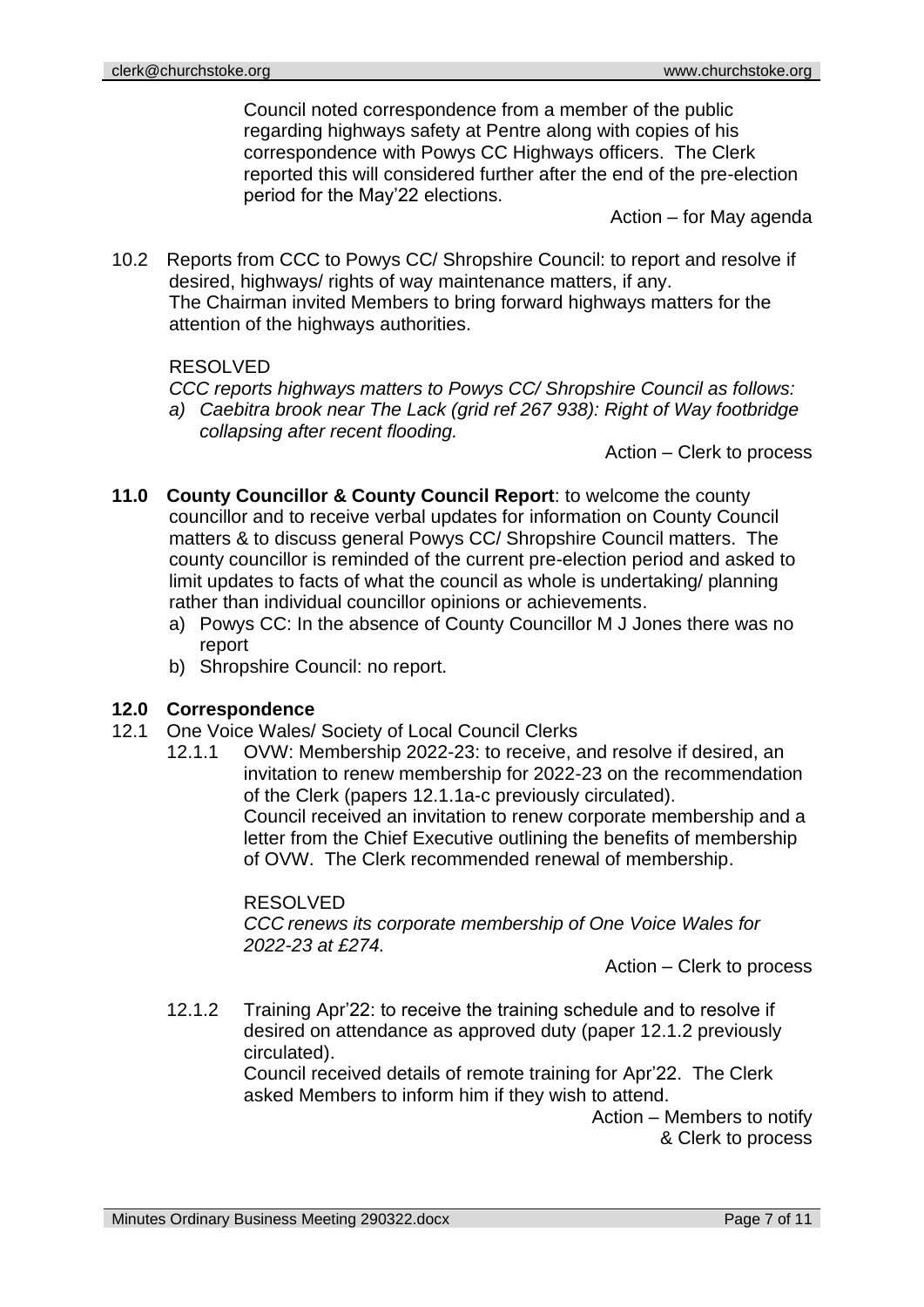Council noted correspondence from a member of the public regarding highways safety at Pentre along with copies of his correspondence with Powys CC Highways officers. The Clerk reported this will considered further after the end of the pre-election period for the May'22 elections.

Action – for May agenda

10.2 Reports from CCC to Powys CC/ Shropshire Council: to report and resolve if desired, highways/ rights of way maintenance matters, if any.
The Chairman invited Members to bring forward highways matters for the attention of the highways authorities.

RESOLVED
*CCC reports highways matters to Powys CC/ Shropshire Council as follows:*
*a) Caebitra brook near The Lack (grid ref 267 938): Right of Way footbridge collapsing after recent flooding.*

Action – Clerk to process

**11.0 County Councillor & County Council Report**: to welcome the county councillor and to receive verbal updates for information on County Council matters & to discuss general Powys CC/ Shropshire Council matters. The county councillor is reminded of the current pre-election period and asked to limit updates to facts of what the council as whole is undertaking/ planning rather than individual councillor opinions or achievements.

a) Powys CC: In the absence of County Councillor M J Jones there was no report
b) Shropshire Council: no report.

**12.0 Correspondence**

12.1 One Voice Wales/ Society of Local Council Clerks

12.1.1 OVW: Membership 2022-23: to receive, and resolve if desired, an invitation to renew membership for 2022-23 on the recommendation of the Clerk (papers 12.1.1a-c previously circulated).
Council received an invitation to renew corporate membership and a letter from the Chief Executive outlining the benefits of membership of OVW. The Clerk recommended renewal of membership.

RESOLVED
*CCC renews its corporate membership of One Voice Wales for 2022-23 at £274.*

Action – Clerk to process

12.1.2 Training Apr'22: to receive the training schedule and to resolve if desired on attendance as approved duty (paper 12.1.2 previously circulated).
Council received details of remote training for Apr'22. The Clerk asked Members to inform him if they wish to attend.

Action – Members to notify & Clerk to process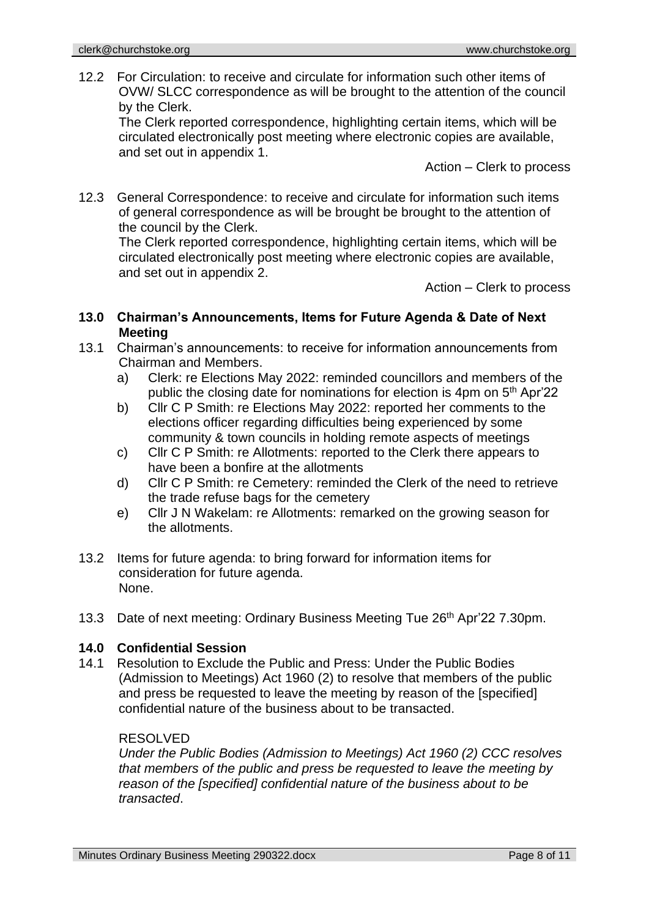12.2 For Circulation: to receive and circulate for information such other items of OVW/ SLCC correspondence as will be brought to the attention of the council by the Clerk.
The Clerk reported correspondence, highlighting certain items, which will be circulated electronically post meeting where electronic copies are available, and set out in appendix 1.

Action – Clerk to process

12.3 General Correspondence: to receive and circulate for information such items of general correspondence as will be brought be brought to the attention of the council by the Clerk.
The Clerk reported correspondence, highlighting certain items, which will be circulated electronically post meeting where electronic copies are available, and set out in appendix 2.

Action – Clerk to process

**13.0 Chairman's Announcements, Items for Future Agenda & Date of Next Meeting**

13.1 Chairman's announcements: to receive for information announcements from Chairman and Members.

a) Clerk: re Elections May 2022: reminded councillors and members of the public the closing date for nominations for election is 4pm on 5th Apr'22
b) Cllr C P Smith: re Elections May 2022: reported her comments to the elections officer regarding difficulties being experienced by some community & town councils in holding remote aspects of meetings
c) Cllr C P Smith: re Allotments: reported to the Clerk there appears to have been a bonfire at the allotments
d) Cllr C P Smith: re Cemetery: reminded the Clerk of the need to retrieve the trade refuse bags for the cemetery
e) Cllr J N Wakelam: re Allotments: remarked on the growing season for the allotments.

13.2 Items for future agenda: to bring forward for information items for consideration for future agenda.
None.

13.3 Date of next meeting: Ordinary Business Meeting Tue 26th Apr'22 7.30pm.

**14.0 Confidential Session**

14.1 Resolution to Exclude the Public and Press: Under the Public Bodies (Admission to Meetings) Act 1960 (2) to resolve that members of the public and press be requested to leave the meeting by reason of the [specified] confidential nature of the business about to be transacted.

RESOLVED
*Under the Public Bodies (Admission to Meetings) Act 1960 (2) CCC resolves that members of the public and press be requested to leave the meeting by reason of the [specified] confidential nature of the business about to be transacted*.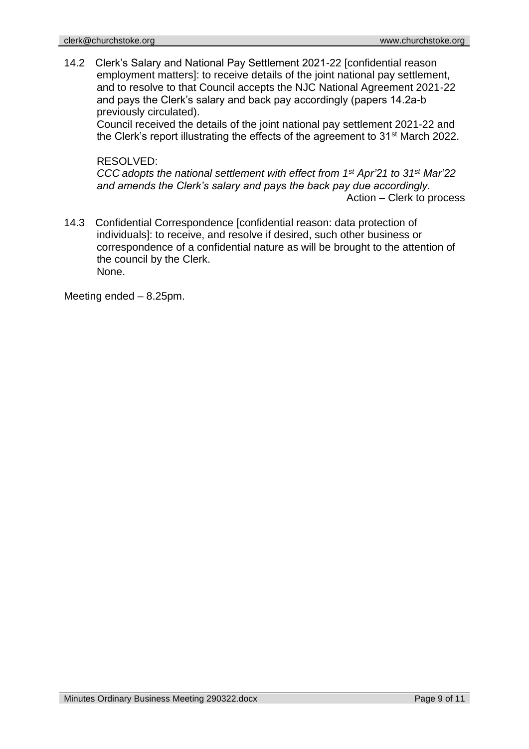14.2 Clerk's Salary and National Pay Settlement 2021-22 [confidential reason employment matters]: to receive details of the joint national pay settlement, and to resolve to that Council accepts the NJC National Agreement 2021-22 and pays the Clerk's salary and back pay accordingly (papers 14.2a-b previously circulated).

Council received the details of the joint national pay settlement 2021-22 and the Clerk's report illustrating the effects of the agreement to 31st March 2022.

RESOLVED:

*CCC adopts the national settlement with effect from 1st Apr'21 to 31st Mar'22 and amends the Clerk's salary and pays the back pay due accordingly.*

Action – Clerk to process

14.3 Confidential Correspondence [confidential reason: data protection of individuals]: to receive, and resolve if desired, such other business or correspondence of a confidential nature as will be brought to the attention of the council by the Clerk.

None.

Meeting ended – 8.25pm.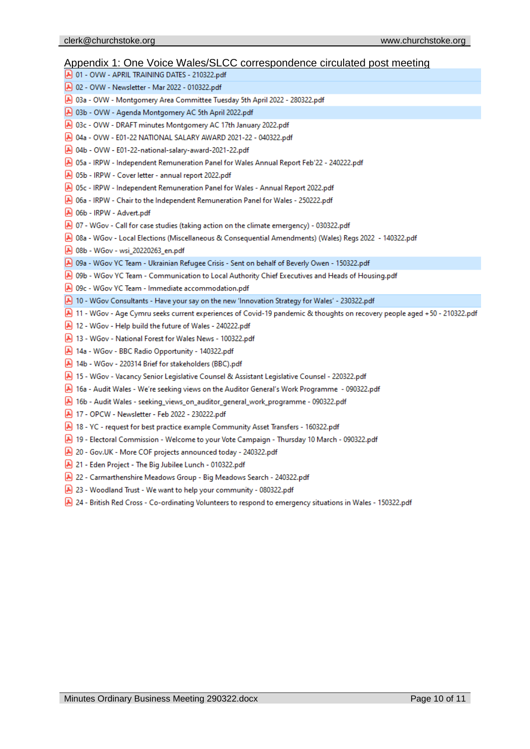## Appendix 1: One Voice Wales/SLCC correspondence circulated post meeting

- 01 - OVW - APRIL TRAINING DATES - 210322.pdf
- 02 - OVW - Newsletter - Mar 2022 - 010322.pdf
- 03a - OVW - Montgomery Area Committee Tuesday 5th April 2022 - 280322.pdf
- 03b - OVW - Agenda Montgomery AC 5th April 2022.pdf
- 03c - OVW - DRAFT minutes Montgomery AC 17th January 2022.pdf
- 04a - OVW - E01-22 NATIONAL SALARY AWARD 2021-22 - 040322.pdf
- 04b - OVW - E01-22-national-salary-award-2021-22.pdf
- 05a - IRPW - Independent Remuneration Panel for Wales Annual Report Feb'22 - 240222.pdf
- 05b - IRPW - Cover letter - annual report 2022.pdf
- 05c - IRPW - Independent Remuneration Panel for Wales - Annual Report 2022.pdf
- 06a - IRPW - Chair to the Independent Remuneration Panel for Wales - 250222.pdf
- 06b - IRPW - Advert.pdf
- 07 - WGov - Call for case studies (taking action on the climate emergency) - 030322.pdf
- 08a - WGov - Local Elections (Miscellaneous & Consequential Amendments) (Wales) Regs 2022 - 140322.pdf
- 08b - WGov - wsi_20220263_en.pdf
- 09a - WGov YC Team - Ukrainian Refugee Crisis - Sent on behalf of Beverly Owen - 150322.pdf
- 09b - WGov YC Team - Communication to Local Authority Chief Executives and Heads of Housing.pdf
- 09c - WGov YC Team - Immediate accommodation.pdf
- 10 - WGov Consultants - Have your say on the new 'Innovation Strategy for Wales' - 230322.pdf
- 11 - WGov - Age Cymru seeks current experiences of Covid-19 pandemic & thoughts on recovery people aged +50 - 210322.pdf
- 12 - WGov - Help build the future of Wales - 240222.pdf
- 13 - WGov - National Forest for Wales News - 100322.pdf
- 14a - WGov - BBC Radio Opportunity - 140322.pdf
- 14b - WGov - 220314 Brief for stakeholders (BBC).pdf
- 15 - WGov - Vacancy Senior Legislative Counsel & Assistant Legislative Counsel - 220322.pdf
- 16a - Audit Wales - We're seeking views on the Auditor General's Work Programme - 090322.pdf
- 16b - Audit Wales - seeking_views_on_auditor_general_work_programme - 090322.pdf
- 17 - OPCW - Newsletter - Feb 2022 - 230222.pdf
- 18 - YC - request for best practice example Community Asset Transfers - 160322.pdf
- 19 - Electoral Commission - Welcome to your Vote Campaign - Thursday 10 March - 090322.pdf
- 20 - Gov.UK - More COF projects announced today - 240322.pdf
- 21 - Eden Project - The Big Jubilee Lunch - 010322.pdf
- 22 - Carmarthenshire Meadows Group - Big Meadows Search - 240322.pdf
- 23 - Woodland Trust - We want to help your community - 080322.pdf
- 24 - British Red Cross - Co-ordinating Volunteers to respond to emergency situations in Wales - 150322.pdf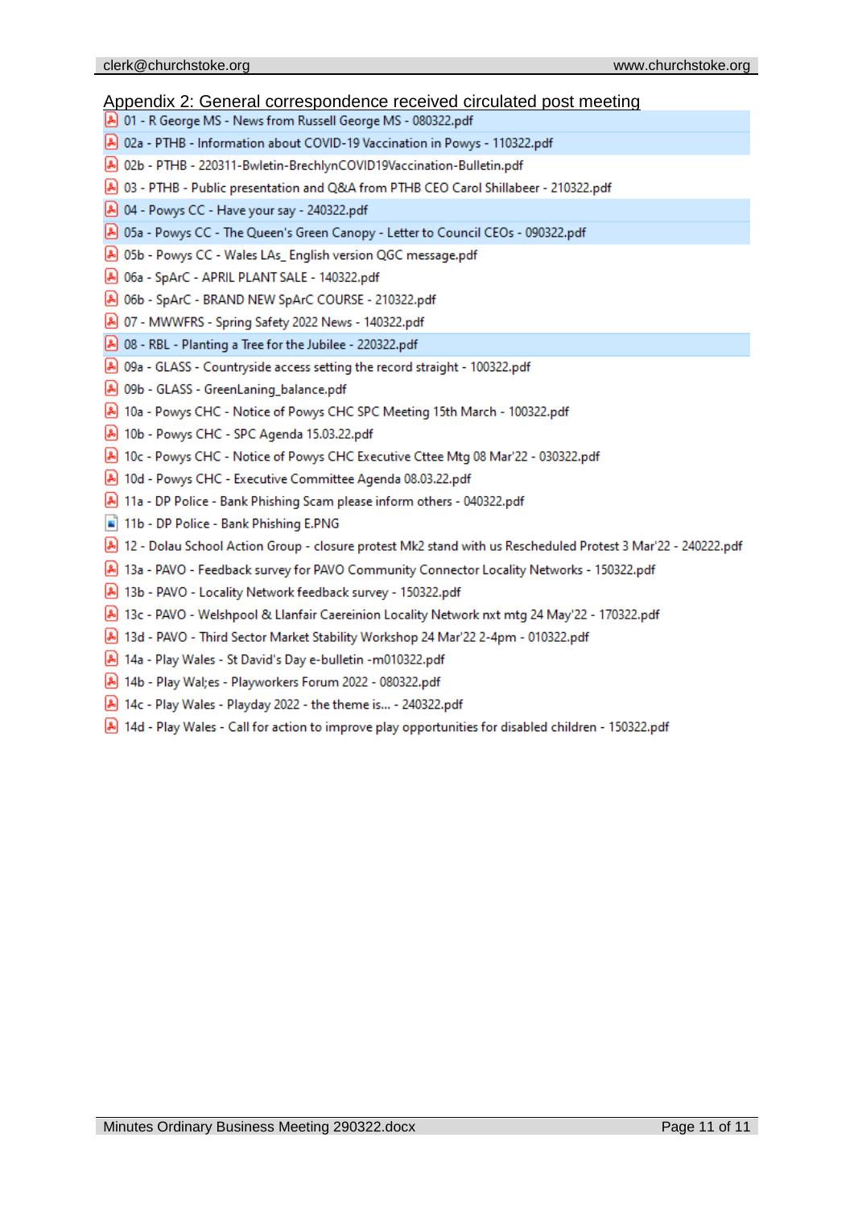## Appendix 2: General correspondence received circulated post meeting

- 01 - R George MS - News from Russell George MS - 080322.pdf
- 02a - PTHB - Information about COVID-19 Vaccination in Powys - 110322.pdf
- 02b - PTHB - 220311-Bwletin-BrechlynCOVID19Vaccination-Bulletin.pdf
- 03 - PTHB - Public presentation and Q&A from PTHB CEO Carol Shillabeer - 210322.pdf
- 04 - Powys CC - Have your say - 240322.pdf
- 05a - Powys CC - The Queen's Green Canopy - Letter to Council CEOs - 090322.pdf
- 05b - Powys CC - Wales LAs_ English version QGC message.pdf
- 06a - SpArC - APRIL PLANT SALE - 140322.pdf
- 06b - SpArC - BRAND NEW SpArC COURSE - 210322.pdf
- 07 - MWWFRS - Spring Safety 2022 News - 140322.pdf
- 08 - RBL - Planting a Tree for the Jubilee - 220322.pdf
- 09a - GLASS - Countryside access setting the record straight - 100322.pdf
- 09b - GLASS - GreenLaning_balance.pdf
- 10a - Powys CHC - Notice of Powys CHC SPC Meeting 15th March - 100322.pdf
- 10b - Powys CHC - SPC Agenda 15.03.22.pdf
- 10c - Powys CHC - Notice of Powys CHC Executive Cttee Mtg 08 Mar'22 - 030322.pdf
- 10d - Powys CHC - Executive Committee Agenda 08.03.22.pdf
- 11a - DP Police - Bank Phishing Scam please inform others - 040322.pdf
- 11b - DP Police - Bank Phishing E.PNG
- 12 - Dolau School Action Group - closure protest Mk2 stand with us Rescheduled Protest 3 Mar'22 - 240222.pdf
- 13a - PAVO - Feedback survey for PAVO Community Connector Locality Networks - 150322.pdf
- 13b - PAVO - Locality Network feedback survey - 150322.pdf
- 13c - PAVO - Welshpool & Llanfair Caereinion Locality Network nxt mtg 24 May'22 - 170322.pdf
- 13d - PAVO - Third Sector Market Stability Workshop 24 Mar'22 2-4pm - 010322.pdf
- 14a - Play Wales - St David's Day e-bulletin -m010322.pdf
- 14b - Play Wal;es - Playworkers Forum 2022 - 080322.pdf
- 14c - Play Wales - Playday 2022 - the theme is... - 240322.pdf
- 14d - Play Wales - Call for action to improve play opportunities for disabled children - 150322.pdf